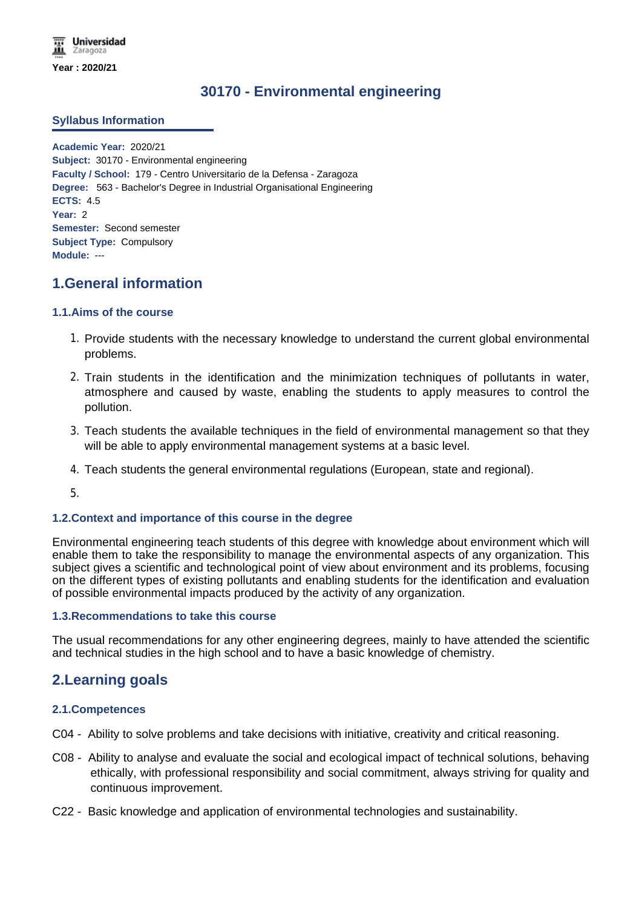Universidad Zaragoza

Year : 2020/21

# 30170 - Environmental engineering

## Syllabus Information

**Academic Year:** 2020/21
**Subject:** 30170 - Environmental engineering
**Faculty / School:** 179 - Centro Universitario de la Defensa - Zaragoza
**Degree:** 563 - Bachelor's Degree in Industrial Organisational Engineering
**ECTS:** 4.5
**Year:** 2
**Semester:** Second semester
**Subject Type:** Compulsory
**Module:** ---

## 1.General information

### 1.1.Aims of the course

1. Provide students with the necessary knowledge to understand the current global environmental problems.
2. Train students in the identification and the minimization techniques of pollutants in water, atmosphere and caused by waste, enabling the students to apply measures to control the pollution.
3. Teach students the available techniques in the field of environmental management so that they will be able to apply environmental management systems at a basic level.
4. Teach students the general environmental regulations (European, state and regional).
5. 

### 1.2.Context and importance of this course in the degree

Environmental engineering teach students of this degree with knowledge about environment which will enable them to take the responsibility to manage the environmental aspects of any organization. This subject gives a scientific and technological point of view about environment and its problems, focusing on the different types of existing pollutants and enabling students for the identification and evaluation of possible environmental impacts produced by the activity of any organization.

### 1.3.Recommendations to take this course

The usual recommendations for any other engineering degrees, mainly to have attended the scientific and technical studies in the high school and to have a basic knowledge of chemistry.

## 2.Learning goals

### 2.1.Competences

C04 - Ability to solve problems and take decisions with initiative, creativity and critical reasoning.

C08 - Ability to analyse and evaluate the social and ecological impact of technical solutions, behaving ethically, with professional responsibility and social commitment, always striving for quality and continuous improvement.

C22 - Basic knowledge and application of environmental technologies and sustainability.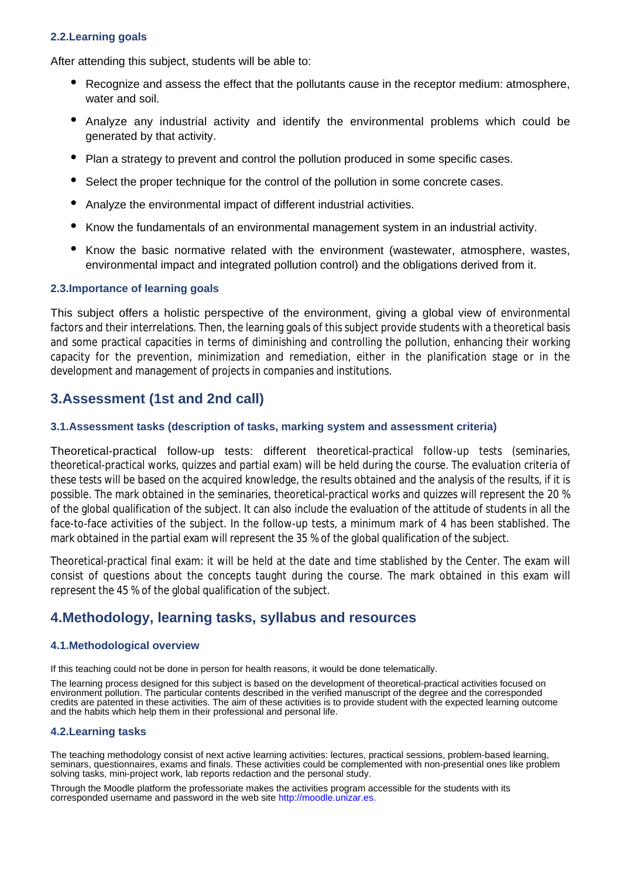### 2.2.Learning goals

After attending this subject, students will be able to:

- Recognize and assess the effect that the pollutants cause in the receptor medium: atmosphere, water and soil.
- Analyze any industrial activity and identify the environmental problems which could be generated by that activity.
- Plan a strategy to prevent and control the pollution produced in some specific cases.
- Select the proper technique for the control of the pollution in some concrete cases.
- Analyze the environmental impact of different industrial activities.
- Know the fundamentals of an environmental management system in an industrial activity.
- Know the basic normative related with the environment (wastewater, atmosphere, wastes, environmental impact and integrated pollution control) and the obligations derived from it.

### 2.3.Importance of learning goals

This subject offers a holistic perspective of the environment, giving a global view of environmental factors and their interrelations. Then, the learning goals of this subject provide students with a theoretical basis and some practical capacities in terms of diminishing and controlling the pollution, enhancing their working capacity for the prevention, minimization and remediation, either in the planification stage or in the development and management of projects in companies and institutions.

## 3.Assessment (1st and 2nd call)

### 3.1.Assessment tasks (description of tasks, marking system and assessment criteria)

Theoretical-practical follow-up tests: different theoretical-practical follow-up tests (seminaries, theoretical-practical works, quizzes and partial exam) will be held during the course. The evaluation criteria of these tests will be based on the acquired knowledge, the results obtained and the analysis of the results, if it is possible. The mark obtained in the seminaries, theoretical-practical works and quizzes will represent the 20 % of the global qualification of the subject. It can also include the evaluation of the attitude of students in all the face-to-face activities of the subject. In the follow-up tests, a minimum mark of 4 has been stablished. The mark obtained in the partial exam will represent the 35 % of the global qualification of the subject.

Theoretical-practical final exam: it will be held at the date and time stablished by the Center. The exam will consist of questions about the concepts taught during the course. The mark obtained in this exam will represent the 45 % of the global qualification of the subject.

## 4.Methodology, learning tasks, syllabus and resources

### 4.1.Methodological overview

If this teaching could not be done in person for health reasons, it would be done telematically.

The learning process designed for this subject is based on the development of theoretical-practical activities focused on environment pollution. The particular contents described in the verified manuscript of the degree and the corresponded credits are patented in these activities. The aim of these activities is to provide student with the expected learning outcome and the habits which help them in their professional and personal life.

### 4.2.Learning tasks

The teaching methodology consist of next active learning activities: lectures, practical sessions, problem-based learning, seminars, questionnaires, exams and finals. These activities could be complemented with non-presential ones like problem solving tasks, mini-project work, lab reports redaction and the personal study.

Through the Moodle platform the professoriate makes the activities program accessible for the students with its corresponded username and password in the web site http://moodle.unizar.es.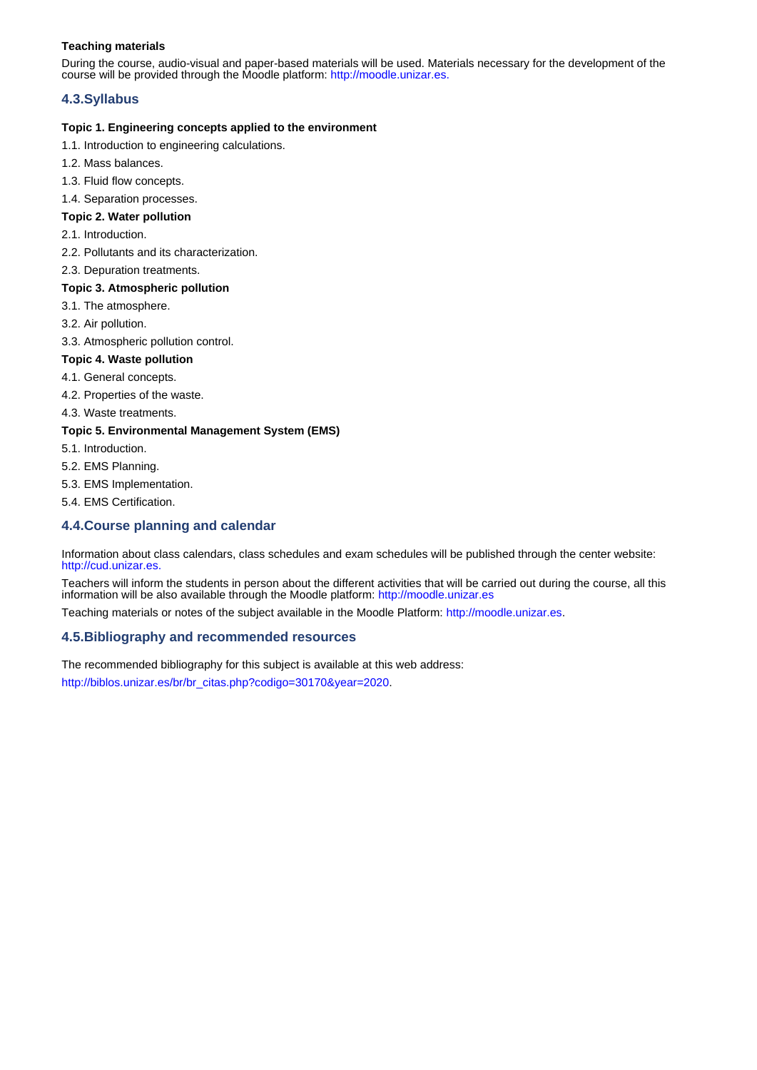**Teaching materials**

During the course, audio-visual and paper-based materials will be used. Materials necessary for the development of the course will be provided through the Moodle platform: http://moodle.unizar.es.

## 4.3.Syllabus

**Topic 1. Engineering concepts applied to the environment**

1.1. Introduction to engineering calculations.

1.2. Mass balances.

1.3. Fluid flow concepts.

1.4. Separation processes.

**Topic 2. Water pollution**

2.1. Introduction.

2.2. Pollutants and its characterization.

2.3. Depuration treatments.

**Topic 3. Atmospheric pollution**

3.1. The atmosphere.

3.2. Air pollution.

3.3. Atmospheric pollution control.

**Topic 4. Waste pollution**

4.1. General concepts.

4.2. Properties of the waste.

4.3. Waste treatments.

**Topic 5. Environmental Management System (EMS)**

5.1. Introduction.

5.2. EMS Planning.

5.3. EMS Implementation.

5.4. EMS Certification.

## 4.4.Course planning and calendar

Information about class calendars, class schedules and exam schedules will be published through the center website: http://cud.unizar.es.

Teachers will inform the students in person about the different activities that will be carried out during the course, all this information will be also available through the Moodle platform: http://moodle.unizar.es

Teaching materials or notes of the subject available in the Moodle Platform: http://moodle.unizar.es.

## 4.5.Bibliography and recommended resources

The recommended bibliography for this subject is available at this web address:

http://biblos.unizar.es/br/br_citas.php?codigo=30170&year=2020.